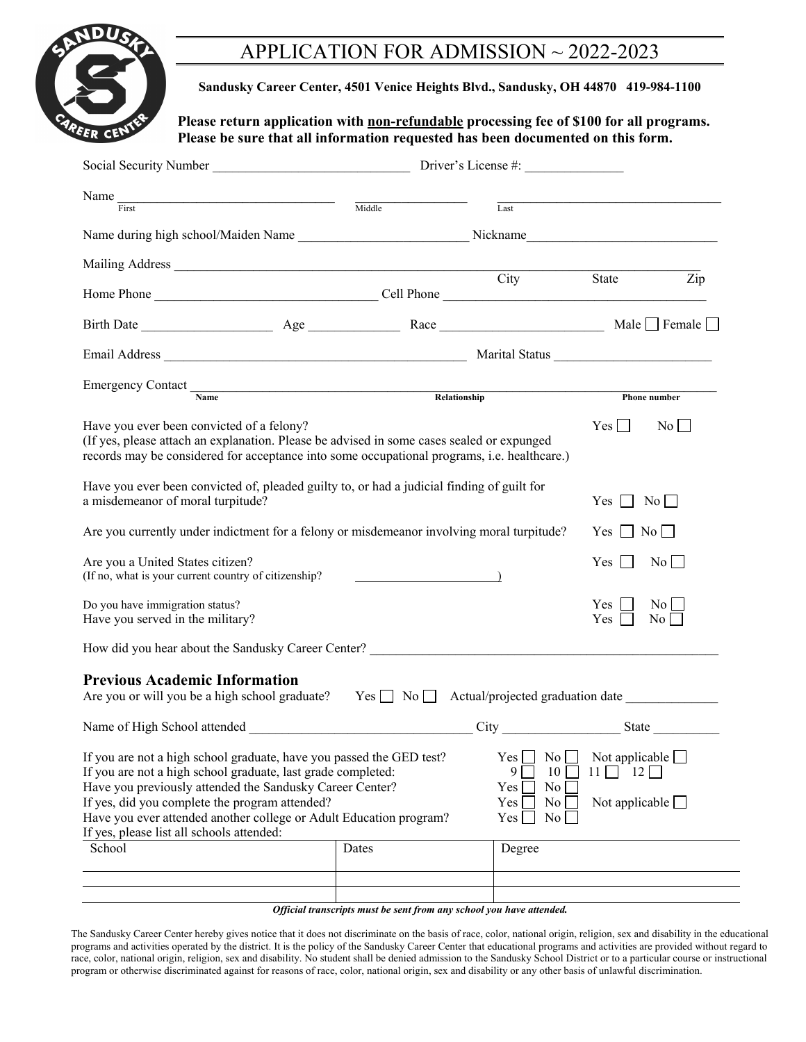# APPLICATION FOR ADMISSION ~ 2022-2023

**Sandusky Career Center, 4501 Venice Heights Blvd., Sandusky, OH 44870 419-984-1100**

**Please return application with non-refundable processing fee of $100 for all programs. Please be sure that all information requested has been documented on this form.**

Social Security Number ______________________________ Driver's License #: _______________

Name __________________________________ ________________ __________________________________
First Middle Last

Name during high school/Maiden Name _________________________ Nickname_____________________________

Mailing Address ______________________________________________________________________________
City State Zip

Home Phone _________________________________ Cell Phone ________________________________________

Birth Date ____________________ Age ______________ Race _________________________ Male ☐ Female ☐

Email Address _____________________________________________ Marital Status ________________________

Emergency Contact ___________________________________________________________________________
**Name** **Relationship** **Phone number**

Have you ever been convicted of a felony? Yes ☐ No ☐
(If yes, please attach an explanation. Please be advised in some cases sealed or expunged records may be considered for acceptance into some occupational programs, i.e. healthcare.)

Have you ever been convicted of, pleaded guilty to, or had a judicial finding of guilt for a misdemeanor of moral turpitude? Yes ☐ No ☐

Are you currently under indictment for a felony or misdemeanor involving moral turpitude? Yes ☐ No ☐

Are you a United States citizen? Yes ☐ No ☐
(If no, what is your current country of citizenship? ______________________)

Do you have immigration status? Yes ☐ No ☐
Have you served in the military? Yes ☐ No ☐

How did you hear about the Sandusky Career Center? ___________________________________________________

## Previous Academic Information

Are you or will you be a high school graduate? Yes ☐ No ☐ Actual/projected graduation date ______________

Name of High School attended _________________________________ City _________________ State __________

If you are not a high school graduate, have you passed the GED test? Yes ☐ No ☐ Not applicable ☐
If you are not a high school graduate, last grade completed: 9 ☐ 10 ☐ 11 ☐ 12 ☐
Have you previously attended the Sandusky Career Center? Yes ☐ No ☐
If yes, did you complete the program attended? Yes ☐ No ☐ Not applicable ☐
Have you ever attended another college or Adult Education program? Yes ☐ No ☐
If yes, please list all schools attended:

| School | Dates | Degree |
|---|---|---|
| | | |
| | | |

***Official transcripts must be sent from any school you have attended.***

The Sandusky Career Center hereby gives notice that it does not discriminate on the basis of race, color, national origin, religion, sex and disability in the educational programs and activities operated by the district. It is the policy of the Sandusky Career Center that educational programs and activities are provided without regard to race, color, national origin, religion, sex and disability. No student shall be denied admission to the Sandusky School District or to a particular course or instructional program or otherwise discriminated against for reasons of race, color, national origin, sex and disability or any other basis of unlawful discrimination.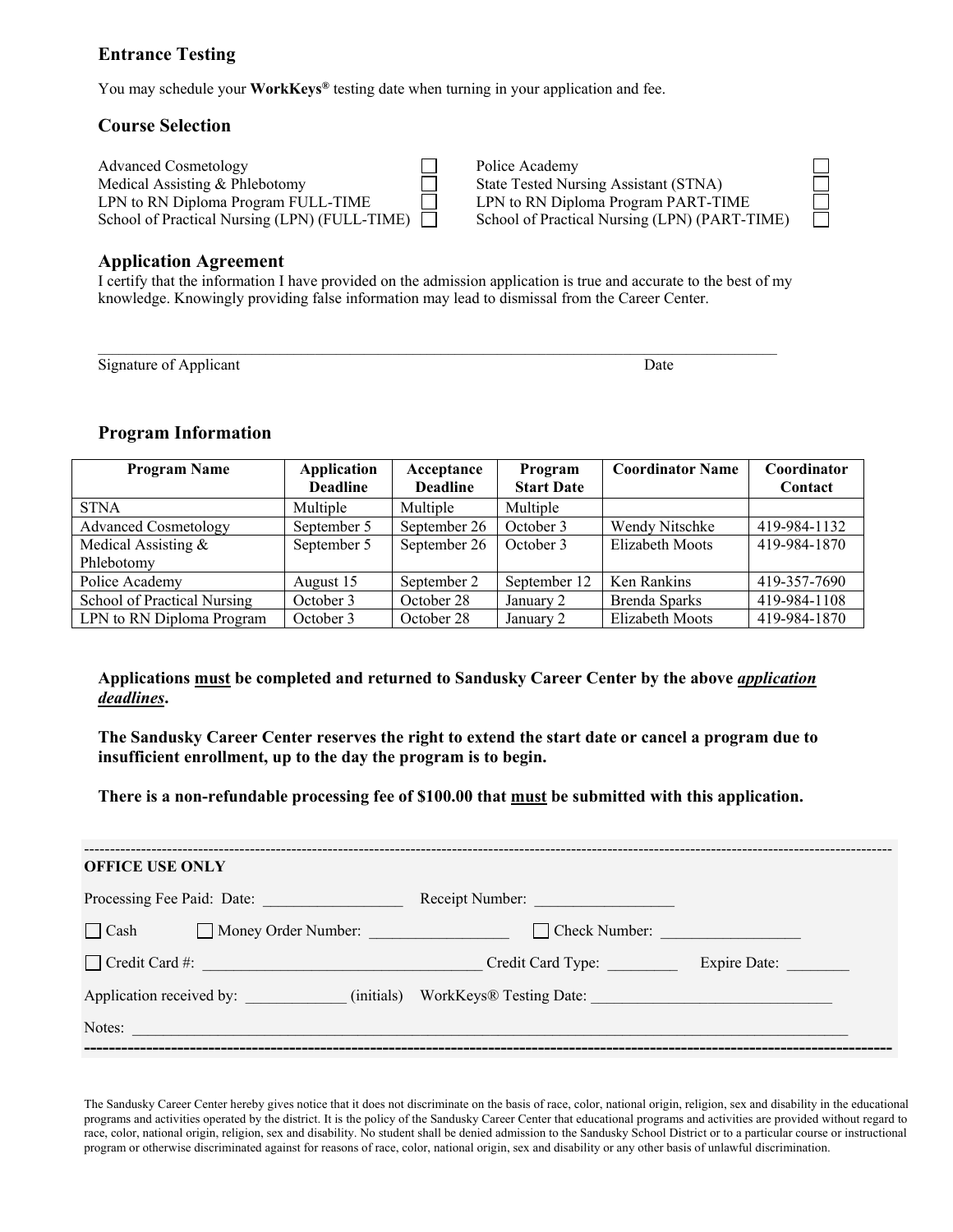## Entrance Testing

You may schedule your **WorkKeys®** testing date when turning in your application and fee.

## Course Selection

- ☐ Advanced Cosmetology
- ☐ Medical Assisting & Phlebotomy
- ☐ LPN to RN Diploma Program FULL-TIME
- ☐ School of Practical Nursing (LPN) (FULL-TIME)
- ☐ Police Academy
- ☐ State Tested Nursing Assistant (STNA)
- ☐ LPN to RN Diploma Program PART-TIME
- ☐ School of Practical Nursing (LPN) (PART-TIME)

## Application Agreement

I certify that the information I have provided on the admission application is true and accurate to the best of my knowledge. Knowingly providing false information may lead to dismissal from the Career Center.

______________________________________________________________________________

Signature of Applicant                                                                                    Date

## Program Information

| Program Name | Application Deadline | Acceptance Deadline | Program Start Date | Coordinator Name | Coordinator Contact |
|---|---|---|---|---|---|
| STNA | Multiple | Multiple | Multiple | | |
| Advanced Cosmetology | September 5 | September 26 | October 3 | Wendy Nitschke | 419-984-1132 |
| Medical Assisting & Phlebotomy | September 5 | September 26 | October 3 | Elizabeth Moots | 419-984-1870 |
| Police Academy | August 15 | September 2 | September 12 | Ken Rankins | 419-357-7690 |
| School of Practical Nursing | October 3 | October 28 | January 2 | Brenda Sparks | 419-984-1108 |
| LPN to RN Diploma Program | October 3 | October 28 | January 2 | Elizabeth Moots | 419-984-1870 |

**Applications must be completed and returned to Sandusky Career Center by the above *application deadlines*.**

**The Sandusky Career Center reserves the right to extend the start date or cancel a program due to insufficient enrollment, up to the day the program is to begin.**

**There is a non-refundable processing fee of $100.00 that must be submitted with this application.**

---

**OFFICE USE ONLY**

Processing Fee Paid: Date: _________________ Receipt Number: _________________

☐ Cash ☐ Money Order Number: _________________ ☐ Check Number: _________________

☐ Credit Card #: ___________________________________ Credit Card Type: _________ Expire Date: ________

Application received by: _____________ (initials) WorkKeys® Testing Date: _______________________________

Notes: ___________________________________________________________________________________________

---

The Sandusky Career Center hereby gives notice that it does not discriminate on the basis of race, color, national origin, religion, sex and disability in the educational programs and activities operated by the district. It is the policy of the Sandusky Career Center that educational programs and activities are provided without regard to race, color, national origin, religion, sex and disability. No student shall be denied admission to the Sandusky School District or to a particular course or instructional program or otherwise discriminated against for reasons of race, color, national origin, sex and disability or any other basis of unlawful discrimination.